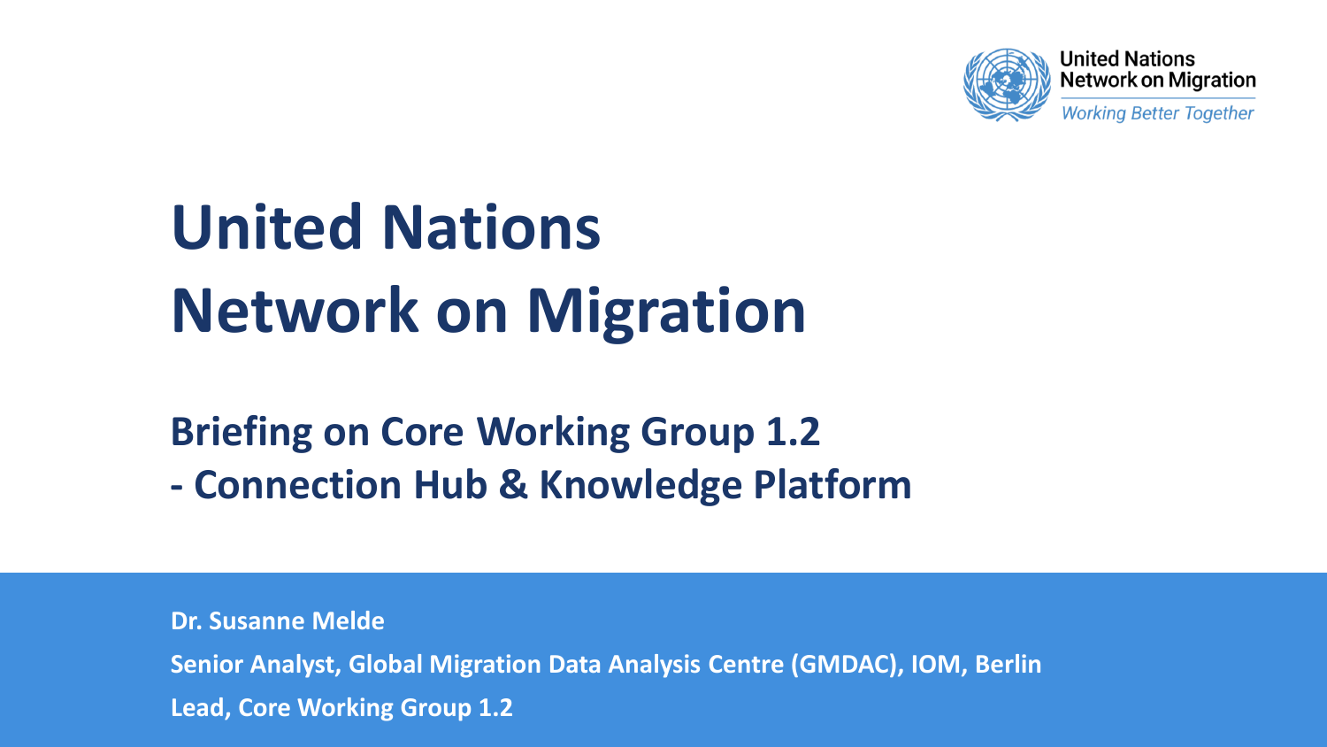United Nations
Network on Migration
*Working Better Together*

# United Nations Network on Migration

## Briefing on Core Working Group 1.2 - Connection Hub & Knowledge Platform

**Dr. Susanne Melde**

**Senior Analyst, Global Migration Data Analysis Centre (GMDAC), IOM, Berlin**

**Lead, Core Working Group 1.2**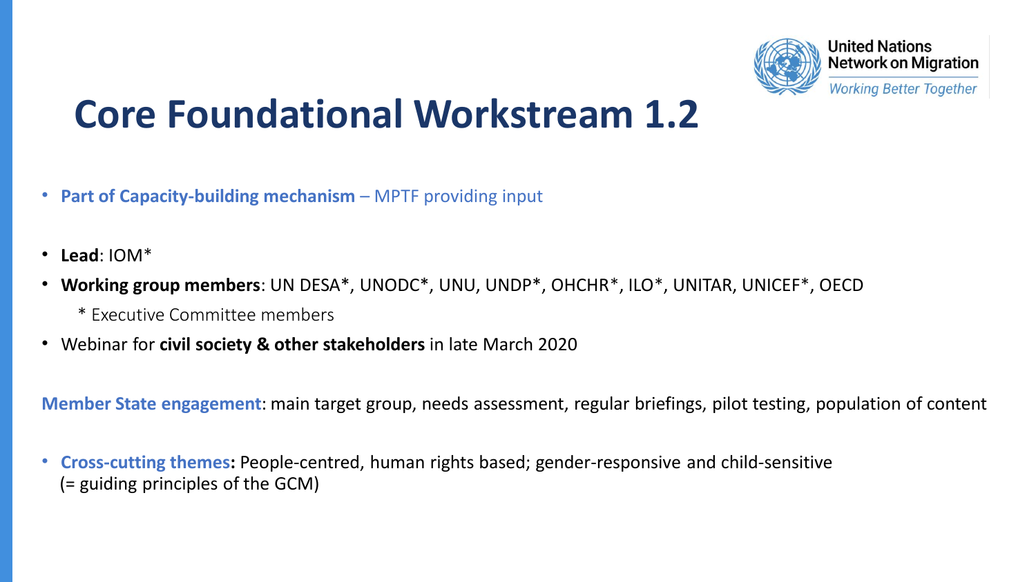# Core Foundational Workstream 1.2

- **Part of Capacity-building mechanism** – MPTF providing input

- **Lead**: IOM*
- **Working group members**: UN DESA*, UNODC*, UNU, UNDP*, OHCHR*, ILO*, UNITAR, UNICEF*, OECD
  - \* Executive Committee members
- Webinar for **civil society & other stakeholders** in late March 2020

**Member State engagement**: main target group, needs assessment, regular briefings, pilot testing, population of content

- **Cross-cutting themes:** People-centred, human rights based; gender-responsive and child-sensitive (= guiding principles of the GCM)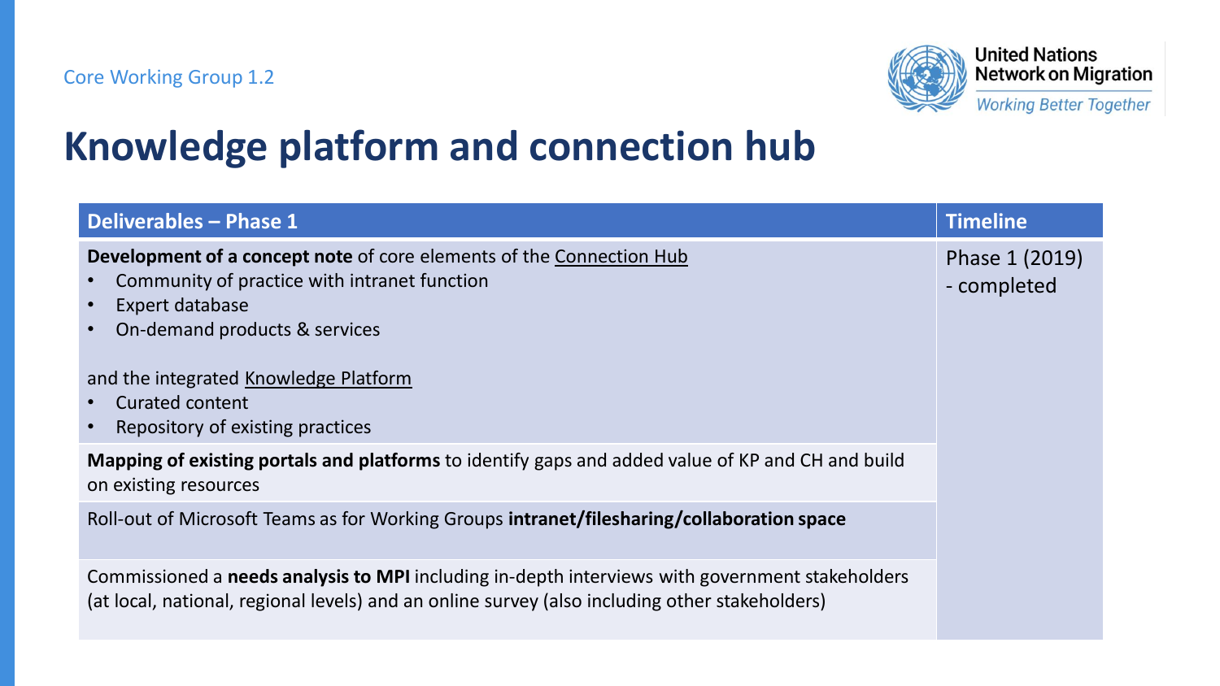Core Working Group 1.2

United Nations Network on Migration

*Working Better Together*

# Knowledge platform and connection hub

| Deliverables – Phase 1 | Timeline |
|---|---|
| **Development of a concept note** of core elements of the Connection Hub<br>• Community of practice with intranet function<br>• Expert database<br>• On-demand products & services<br><br>and the integrated Knowledge Platform<br>• Curated content<br>• Repository of existing practices | Phase 1 (2019) - completed |
| **Mapping of existing portals and platforms** to identify gaps and added value of KP and CH and build on existing resources | |
| Roll-out of Microsoft Teams as for Working Groups **intranet/filesharing/collaboration space** | |
| Commissioned a **needs analysis to MPI** including in-depth interviews with government stakeholders (at local, national, regional levels) and an online survey (also including other stakeholders) | |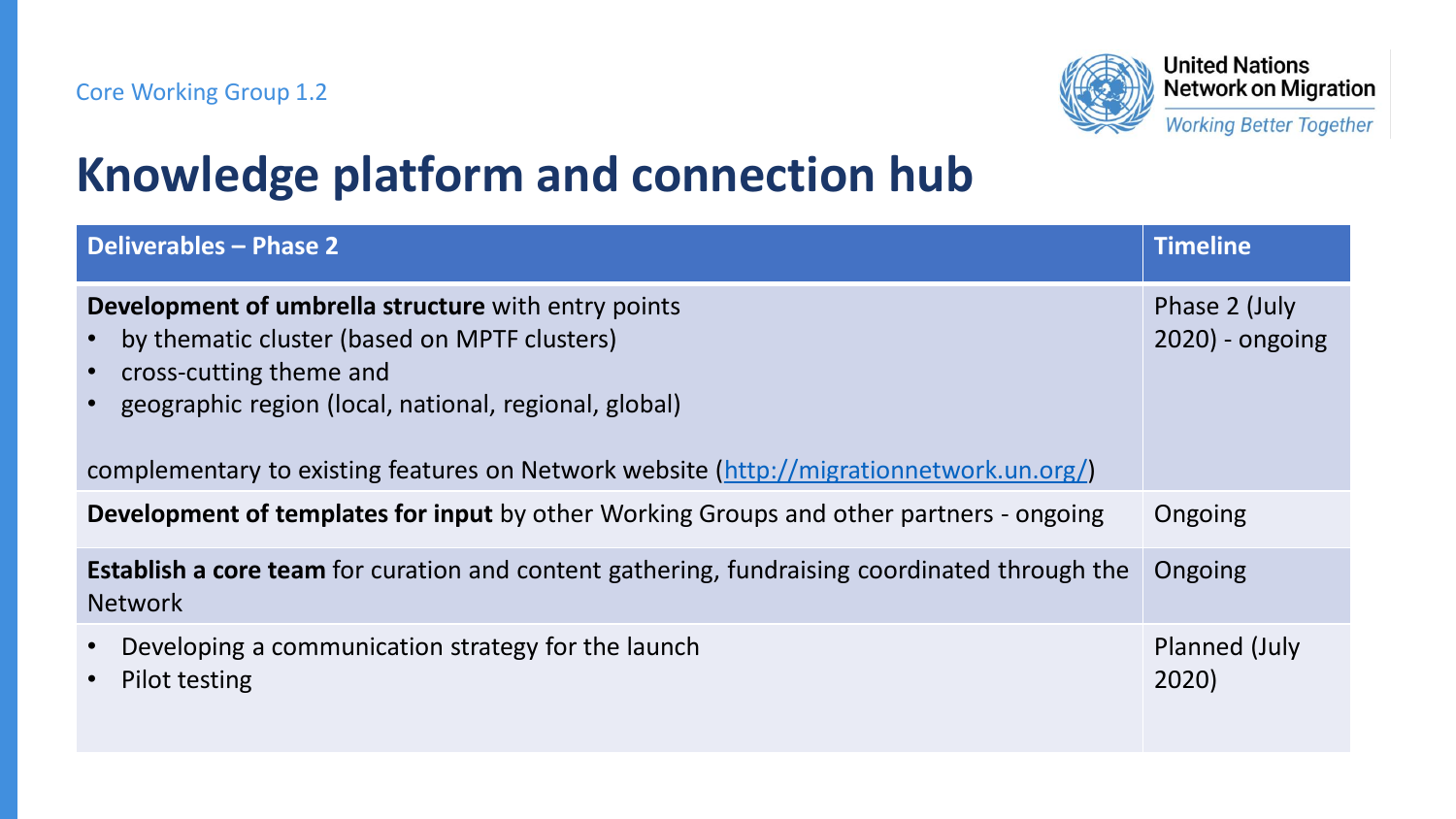Core Working Group 1.2

# Knowledge platform and connection hub

| Deliverables – Phase 2 | Timeline |
| --- | --- |
| **Development of umbrella structure** with entry points<br>• by thematic cluster (based on MPTF clusters)<br>• cross-cutting theme and<br>• geographic region (local, national, regional, global)<br><br>complementary to existing features on Network website ([http://migrationnetwork.un.org/](http://migrationnetwork.un.org/)) | Phase 2 (July 2020) - ongoing |
| **Development of templates for input** by other Working Groups and other partners - ongoing | Ongoing |
| **Establish a core team** for curation and content gathering, fundraising coordinated through the Network | Ongoing |
| • Developing a communication strategy for the launch<br>• Pilot testing | Planned (July 2020) |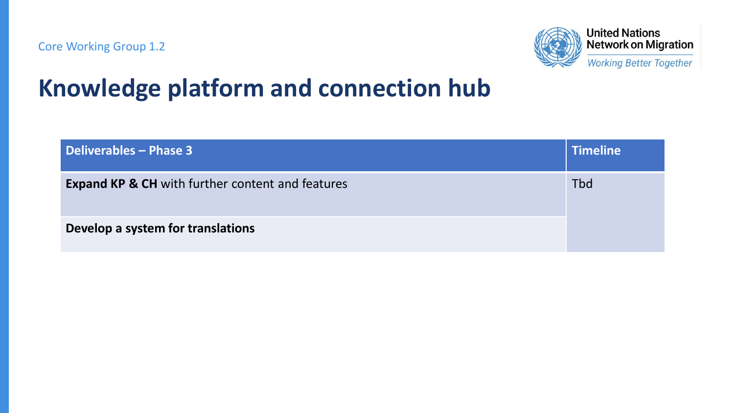Core Working Group 1.2

# Knowledge platform and connection hub

| Deliverables – Phase 3 | Timeline |
| --- | --- |
| **Expand KP & CH** with further content and features | Tbd |
| **Develop a system for translations** | |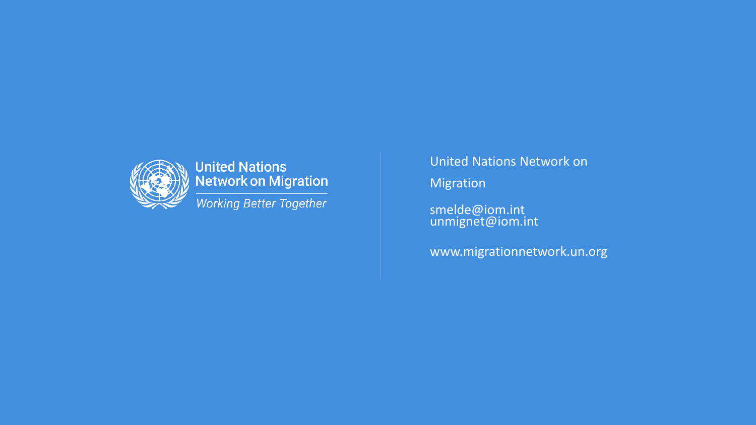United Nations
Network on Migration
*Working Better Together*

United Nations Network on Migration

smelde@iom.int
unmignet@iom.int

www.migrationnetwork.un.org